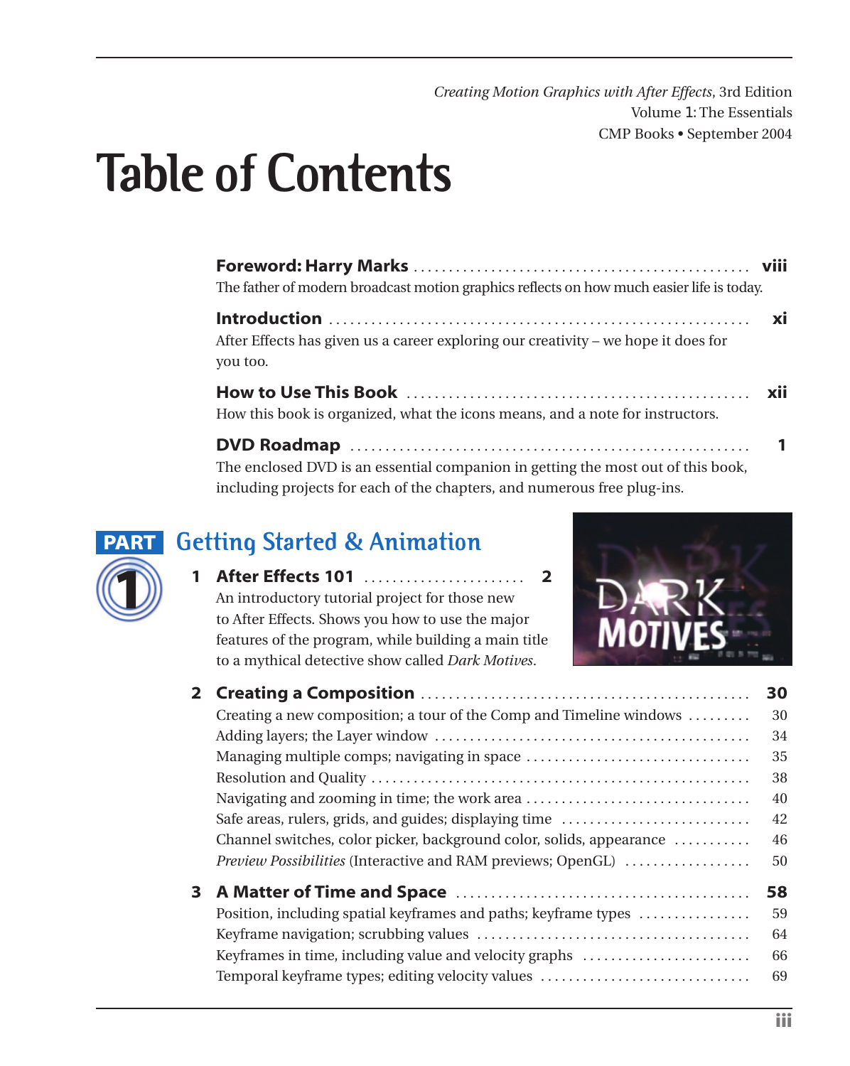*Creating Motion Graphics with After Effects*, 3rd Edition
Volume 1: The Essentials
CMP Books • September 2004

# Table of Contents

**Foreword: Harry Marks** ........ **viii**
The father of modern broadcast motion graphics reflects on how much easier life is today.

**Introduction** ........ **xi**
After Effects has given us a career exploring our creativity – we hope it does for you too.

**How to Use This Book** ........ **xii**
How this book is organized, what the icons means, and a note for instructors.

**DVD Roadmap** ........ **1**
The enclosed DVD is an essential companion in getting the most out of this book, including projects for each of the chapters, and numerous free plug-ins.

## PART 1 Getting Started & Animation

**1 After Effects 101** ........ **2**
An introductory tutorial project for those new to After Effects. Shows you how to use the major features of the program, while building a main title to a mythical detective show called *Dark Motives*.

**2 Creating a Composition** ........ **30**

- Creating a new composition; a tour of the Comp and Timeline windows ........ 30
- Adding layers; the Layer window ........ 34
- Managing multiple comps; navigating in space ........ 35
- Resolution and Quality ........ 38
- Navigating and zooming in time; the work area ........ 40
- Safe areas, rulers, grids, and guides; displaying time ........ 42
- Channel switches, color picker, background color, solids, appearance ........ 46
- *Preview Possibilities* (Interactive and RAM previews; OpenGL) ........ 50

**3 A Matter of Time and Space** ........ **58**

- Position, including spatial keyframes and paths; keyframe types ........ 59
- Keyframe navigation; scrubbing values ........ 64
- Keyframes in time, including value and velocity graphs ........ 66
- Temporal keyframe types; editing velocity values ........ 69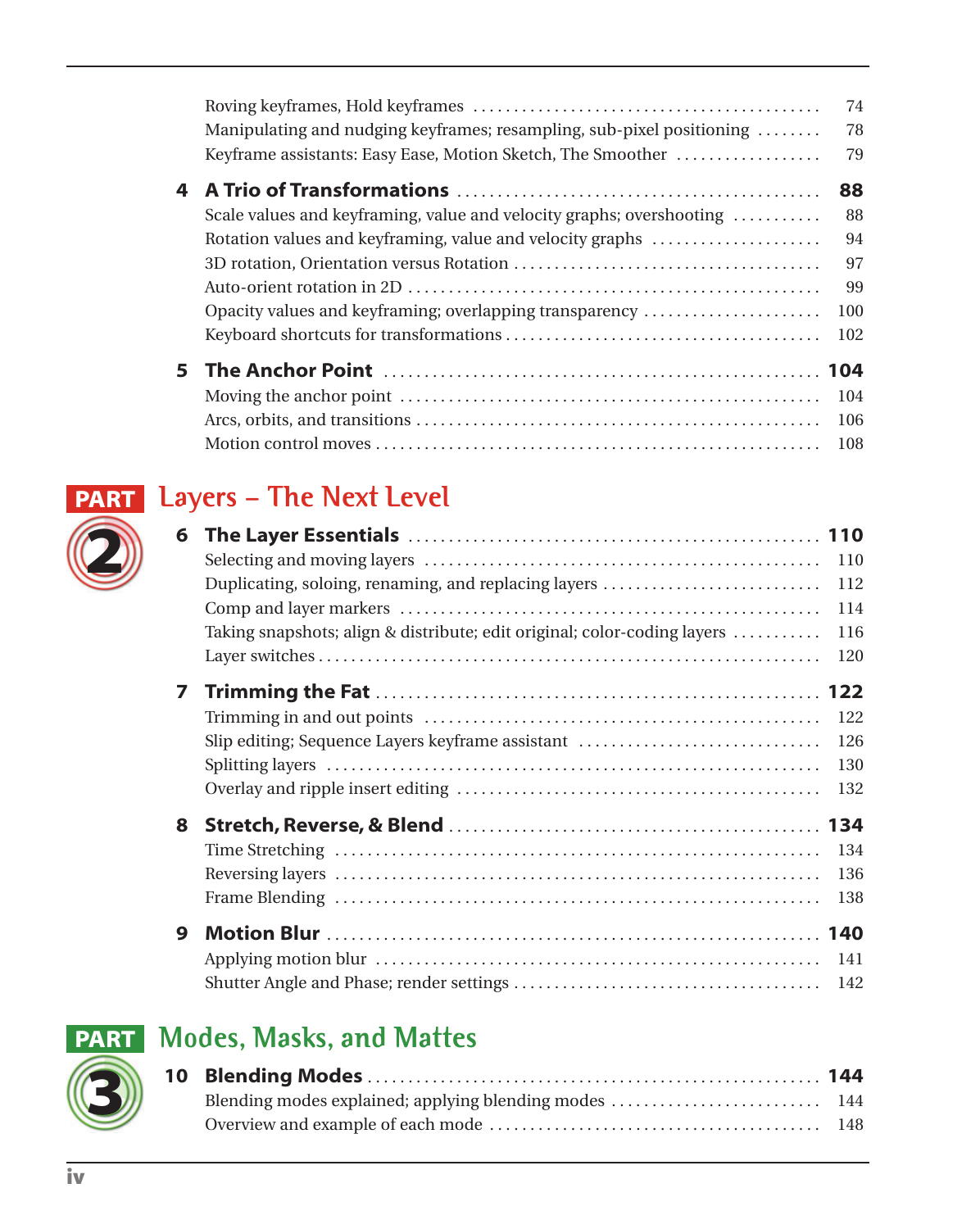Roving keyframes, Hold keyframes ........ 74
Manipulating and nudging keyframes; resampling, sub-pixel positioning ........ 78
Keyframe assistants: Easy Ease, Motion Sketch, The Smoother ........ 79

**4 A Trio of Transformations ........ 88**

Scale values and keyframing, value and velocity graphs; overshooting ........ 88
Rotation values and keyframing, value and velocity graphs ........ 94
3D rotation, Orientation versus Rotation ........ 97
Auto-orient rotation in 2D ........ 99
Opacity values and keyframing; overlapping transparency ........ 100
Keyboard shortcuts for transformations ........ 102

**5 The Anchor Point ........ 104**

Moving the anchor point ........ 104
Arcs, orbits, and transitions ........ 106
Motion control moves ........ 108

## PART 2 Layers – The Next Level

**6 The Layer Essentials ........ 110**

Selecting and moving layers ........ 110
Duplicating, soloing, renaming, and replacing layers ........ 112
Comp and layer markers ........ 114
Taking snapshots; align & distribute; edit original; color-coding layers ........ 116
Layer switches ........ 120

**7 Trimming the Fat ........ 122**

Trimming in and out points ........ 122
Slip editing; Sequence Layers keyframe assistant ........ 126
Splitting layers ........ 130
Overlay and ripple insert editing ........ 132

**8 Stretch, Reverse, & Blend ........ 134**

Time Stretching ........ 134
Reversing layers ........ 136
Frame Blending ........ 138

**9 Motion Blur ........ 140**

Applying motion blur ........ 141
Shutter Angle and Phase; render settings ........ 142

## PART 3 Modes, Masks, and Mattes

**10 Blending Modes ........ 144**

Blending modes explained; applying blending modes ........ 144
Overview and example of each mode ........ 148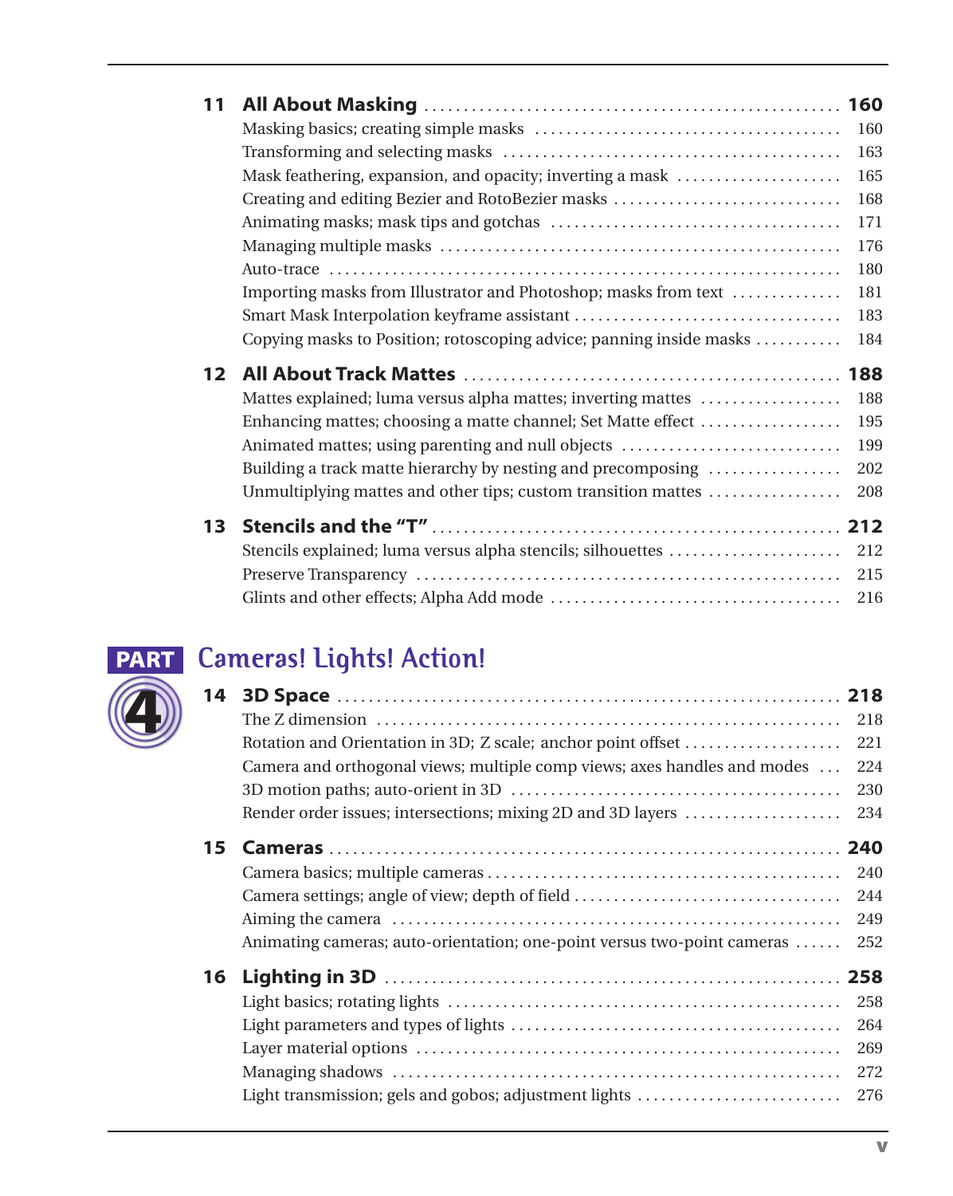**11 All About Masking** ........ **160**

- Masking basics; creating simple masks ........ 160
- Transforming and selecting masks ........ 163
- Mask feathering, expansion, and opacity; inverting a mask ........ 165
- Creating and editing Bezier and RotoBezier masks ........ 168
- Animating masks; mask tips and gotchas ........ 171
- Managing multiple masks ........ 176
- Auto-trace ........ 180
- Importing masks from Illustrator and Photoshop; masks from text ........ 181
- Smart Mask Interpolation keyframe assistant ........ 183
- Copying masks to Position; rotoscoping advice; panning inside masks ........ 184

**12 All About Track Mattes** ........ **188**

- Mattes explained; luma versus alpha mattes; inverting mattes ........ 188
- Enhancing mattes; choosing a matte channel; Set Matte effect ........ 195
- Animated mattes; using parenting and null objects ........ 199
- Building a track matte hierarchy by nesting and precomposing ........ 202
- Unmultiplying mattes and other tips; custom transition mattes ........ 208

**13 Stencils and the "T"** ........ **212**

- Stencils explained; luma versus alpha stencils; silhouettes ........ 212
- Preserve Transparency ........ 215
- Glints and other effects; Alpha Add mode ........ 216

## PART 4 Cameras! Lights! Action!

**14 3D Space** ........ **218**

- The Z dimension ........ 218
- Rotation and Orientation in 3D; Z scale; anchor point offset ........ 221
- Camera and orthogonal views; multiple comp views; axes handles and modes ........ 224
- 3D motion paths; auto-orient in 3D ........ 230
- Render order issues; intersections; mixing 2D and 3D layers ........ 234

**15 Cameras** ........ **240**

- Camera basics; multiple cameras ........ 240
- Camera settings; angle of view; depth of field ........ 244
- Aiming the camera ........ 249
- Animating cameras; auto-orientation; one-point versus two-point cameras ........ 252

**16 Lighting in 3D** ........ **258**

- Light basics; rotating lights ........ 258
- Light parameters and types of lights ........ 264
- Layer material options ........ 269
- Managing shadows ........ 272
- Light transmission; gels and gobos; adjustment lights ........ 276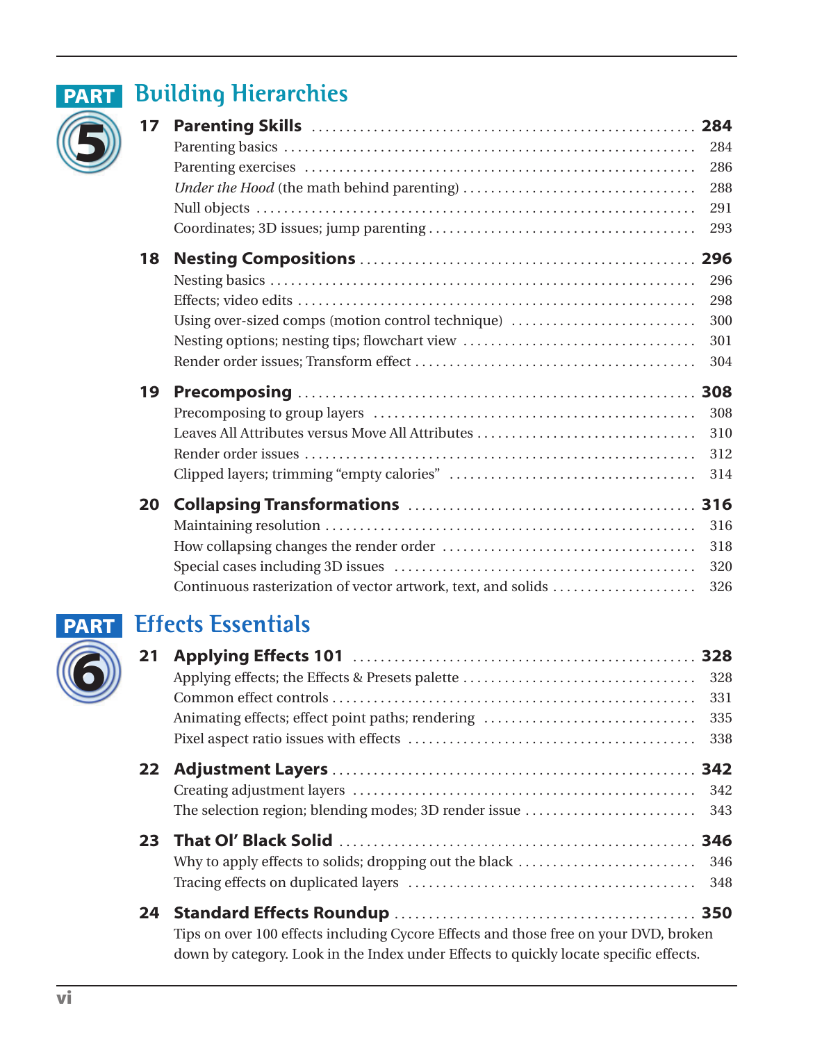# PART 5 Building Hierarchies

## 17 Parenting Skills ........ 284

- Parenting basics ........ 284
- Parenting exercises ........ 286
- *Under the Hood* (the math behind parenting) ........ 288
- Null objects ........ 291
- Coordinates; 3D issues; jump parenting ........ 293

## 18 Nesting Compositions ........ 296

- Nesting basics ........ 296
- Effects; video edits ........ 298
- Using over-sized comps (motion control technique) ........ 300
- Nesting options; nesting tips; flowchart view ........ 301
- Render order issues; Transform effect ........ 304

## 19 Precomposing ........ 308

- Precomposing to group layers ........ 308
- Leaves All Attributes versus Move All Attributes ........ 310
- Render order issues ........ 312
- Clipped layers; trimming “empty calories” ........ 314

## 20 Collapsing Transformations ........ 316

- Maintaining resolution ........ 316
- How collapsing changes the render order ........ 318
- Special cases including 3D issues ........ 320
- Continuous rasterization of vector artwork, text, and solids ........ 326

# PART 6 Effects Essentials

## 21 Applying Effects 101 ........ 328

- Applying effects; the Effects & Presets palette ........ 328
- Common effect controls ........ 331
- Animating effects; effect point paths; rendering ........ 335
- Pixel aspect ratio issues with effects ........ 338

## 22 Adjustment Layers ........ 342

- Creating adjustment layers ........ 342
- The selection region; blending modes; 3D render issue ........ 343

## 23 That Ol’ Black Solid ........ 346

- Why to apply effects to solids; dropping out the black ........ 346
- Tracing effects on duplicated layers ........ 348

## 24 Standard Effects Roundup ........ 350

Tips on over 100 effects including Cycore Effects and those free on your DVD, broken down by category. Look in the Index under Effects to quickly locate specific effects.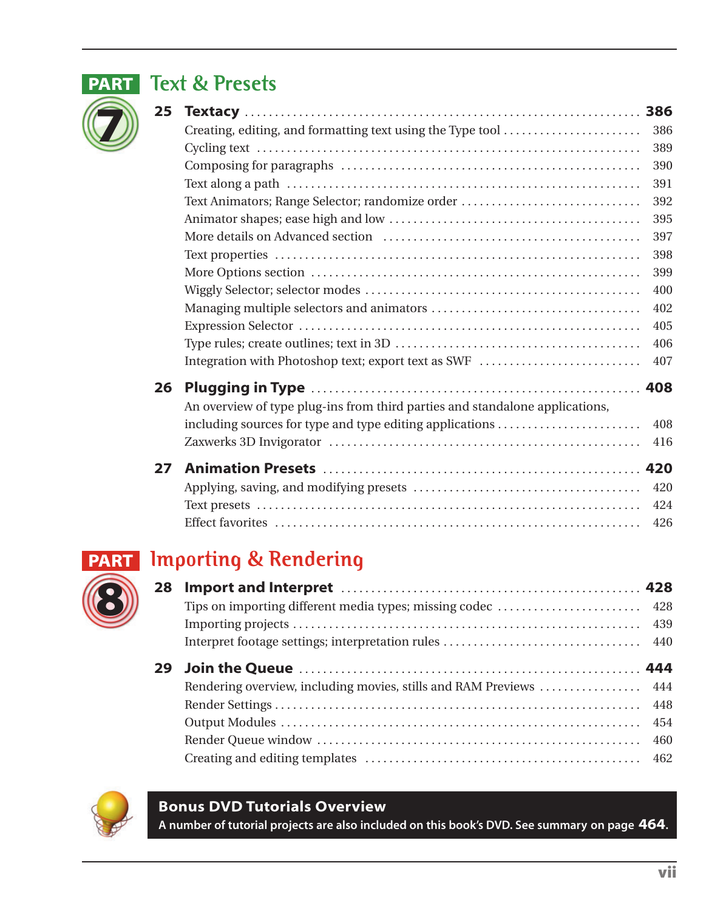## PART 7 Text & Presets

**25 Textacy ... 386**

Creating, editing, and formatting text using the Type tool ... 386
Cycling text ... 389
Composing for paragraphs ... 390
Text along a path ... 391
Text Animators; Range Selector; randomize order ... 392
Animator shapes; ease high and low ... 395
More details on Advanced section ... 397
Text properties ... 398
More Options section ... 399
Wiggly Selector; selector modes ... 400
Managing multiple selectors and animators ... 402
Expression Selector ... 405
Type rules; create outlines; text in 3D ... 406
Integration with Photoshop text; export text as SWF ... 407

**26 Plugging in Type ... 408**

An overview of type plug-ins from third parties and standalone applications, including sources for type and type editing applications ... 408
Zaxwerks 3D Invigorator ... 416

**27 Animation Presets ... 420**

Applying, saving, and modifying presets ... 420
Text presets ... 424
Effect favorites ... 426

## PART 8 Importing & Rendering

**28 Import and Interpret ... 428**

Tips on importing different media types; missing codec ... 428
Importing projects ... 439
Interpret footage settings; interpretation rules ... 440

**29 Join the Queue ... 444**

Rendering overview, including movies, stills and RAM Previews ... 444
Render Settings ... 448
Output Modules ... 454
Render Queue window ... 460
Creating and editing templates ... 462

**Bonus DVD Tutorials Overview**

**A number of tutorial projects are also included on this book's DVD. See summary on page 464.**